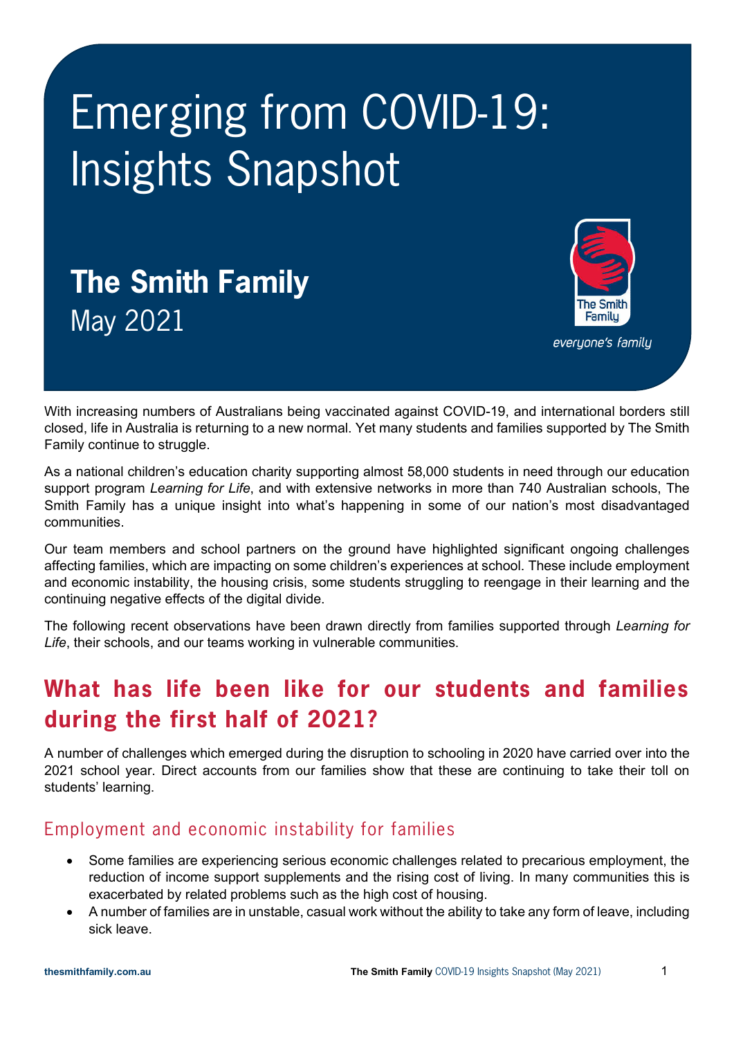# Emerging from COVID-19: Insights Snapshot

## The Smith Family

May 2021

With increasing numbers of Australians being vaccinated against COVID-19, and international borders still closed, life in Australia is returning to a new normal. Yet many students and families supported by The Smith Family continue to struggle.

As a national children's education charity supporting almost 58,000 students in need through our education support program *Learning for Life*, and with extensive networks in more than 740 Australian schools, The Smith Family has a unique insight into what's happening in some of our nation's most disadvantaged communities.

Our team members and school partners on the ground have highlighted significant ongoing challenges affecting families, which are impacting on some children's experiences at school. These include employment and economic instability, the housing crisis, some students struggling to reengage in their learning and the continuing negative effects of the digital divide.

The following recent observations have been drawn directly from families supported through *Learning for Life*, their schools, and our teams working in vulnerable communities.

## What has life been like for our students and families during the first half of 2021?

A number of challenges which emerged during the disruption to schooling in 2020 have carried over into the 2021 school year. Direct accounts from our families show that these are continuing to take their toll on students' learning.

### Employment and economic instability for families

- Some families are experiencing serious economic challenges related to precarious employment, the reduction of income support supplements and the rising cost of living. In many communities this is exacerbated by related problems such as the high cost of housing.
- A number of families are in unstable, casual work without the ability to take any form of leave, including sick leave.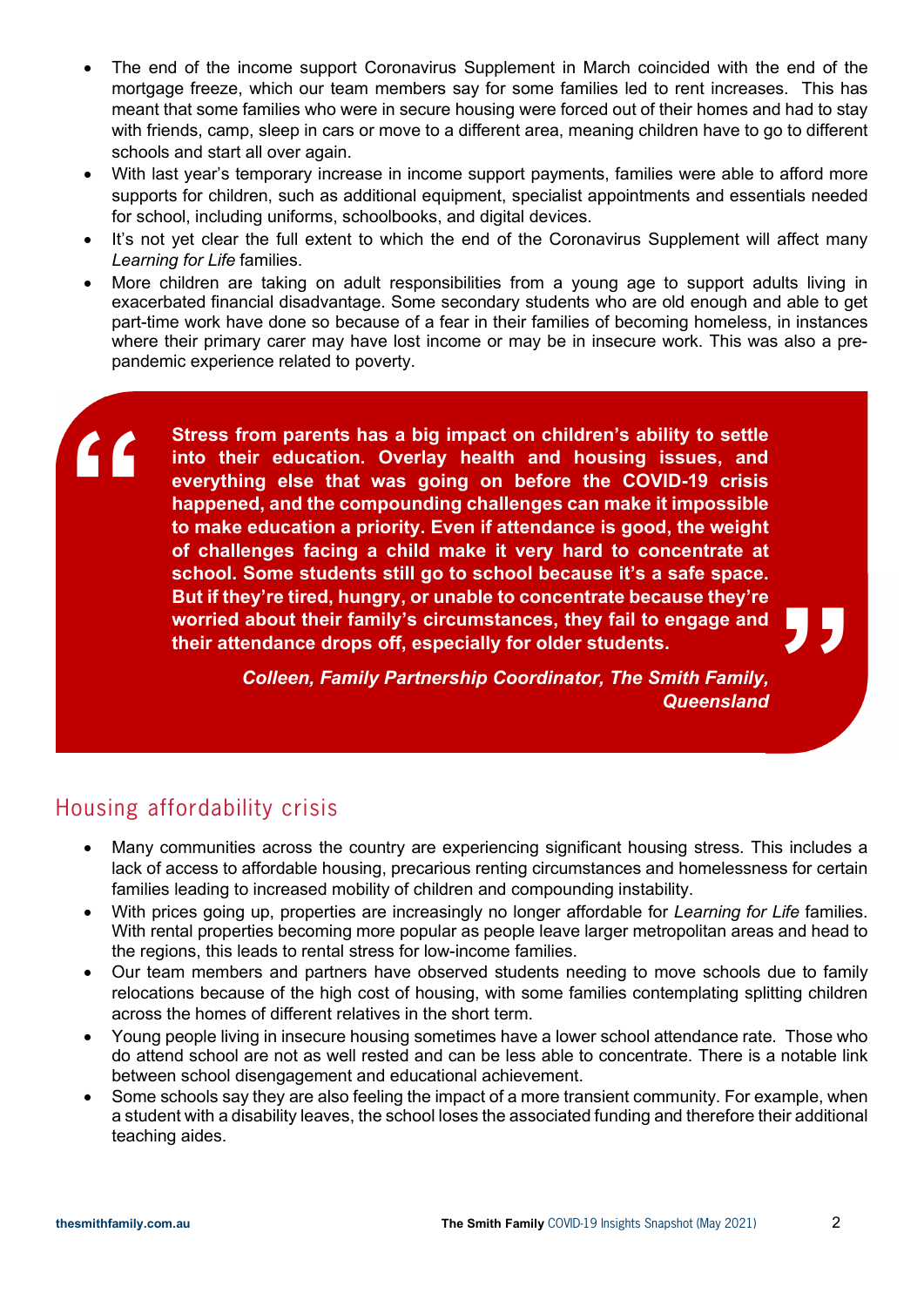- The end of the income support Coronavirus Supplement in March coincided with the end of the mortgage freeze, which our team members say for some families led to rent increases. This has meant that some families who were in secure housing were forced out of their homes and had to stay with friends, camp, sleep in cars or move to a different area, meaning children have to go to different schools and start all over again.
- With last year's temporary increase in income support payments, families were able to afford more supports for children, such as additional equipment, specialist appointments and essentials needed for school, including uniforms, schoolbooks, and digital devices.
- It's not yet clear the full extent to which the end of the Coronavirus Supplement will affect many *Learning for Life* families.
- More children are taking on adult responsibilities from a young age to support adults living in exacerbated financial disadvantage. Some secondary students who are old enough and able to get part-time work have done so because of a fear in their families of becoming homeless, in instances where their primary carer may have lost income or may be in insecure work. This was also a pre-pandemic experience related to poverty.

> **"Stress from parents has a big impact on children's ability to settle into their education. Overlay health and housing issues, and everything else that was going on before the COVID-19 crisis happened, and the compounding challenges can make it impossible to make education a priority. Even if attendance is good, the weight of challenges facing a child make it very hard to concentrate at school. Some students still go to school because it's a safe space. But if they're tired, hungry, or unable to concentrate because they're worried about their family's circumstances, they fail to engage and their attendance drops off, especially for older students."**
>
> ***Colleen, Family Partnership Coordinator, The Smith Family, Queensland***

## Housing affordability crisis

- Many communities across the country are experiencing significant housing stress. This includes a lack of access to affordable housing, precarious renting circumstances and homelessness for certain families leading to increased mobility of children and compounding instability.
- With prices going up, properties are increasingly no longer affordable for *Learning for Life* families. With rental properties becoming more popular as people leave larger metropolitan areas and head to the regions, this leads to rental stress for low-income families.
- Our team members and partners have observed students needing to move schools due to family relocations because of the high cost of housing, with some families contemplating splitting children across the homes of different relatives in the short term.
- Young people living in insecure housing sometimes have a lower school attendance rate. Those who do attend school are not as well rested and can be less able to concentrate. There is a notable link between school disengagement and educational achievement.
- Some schools say they are also feeling the impact of a more transient community. For example, when a student with a disability leaves, the school loses the associated funding and therefore their additional teaching aides.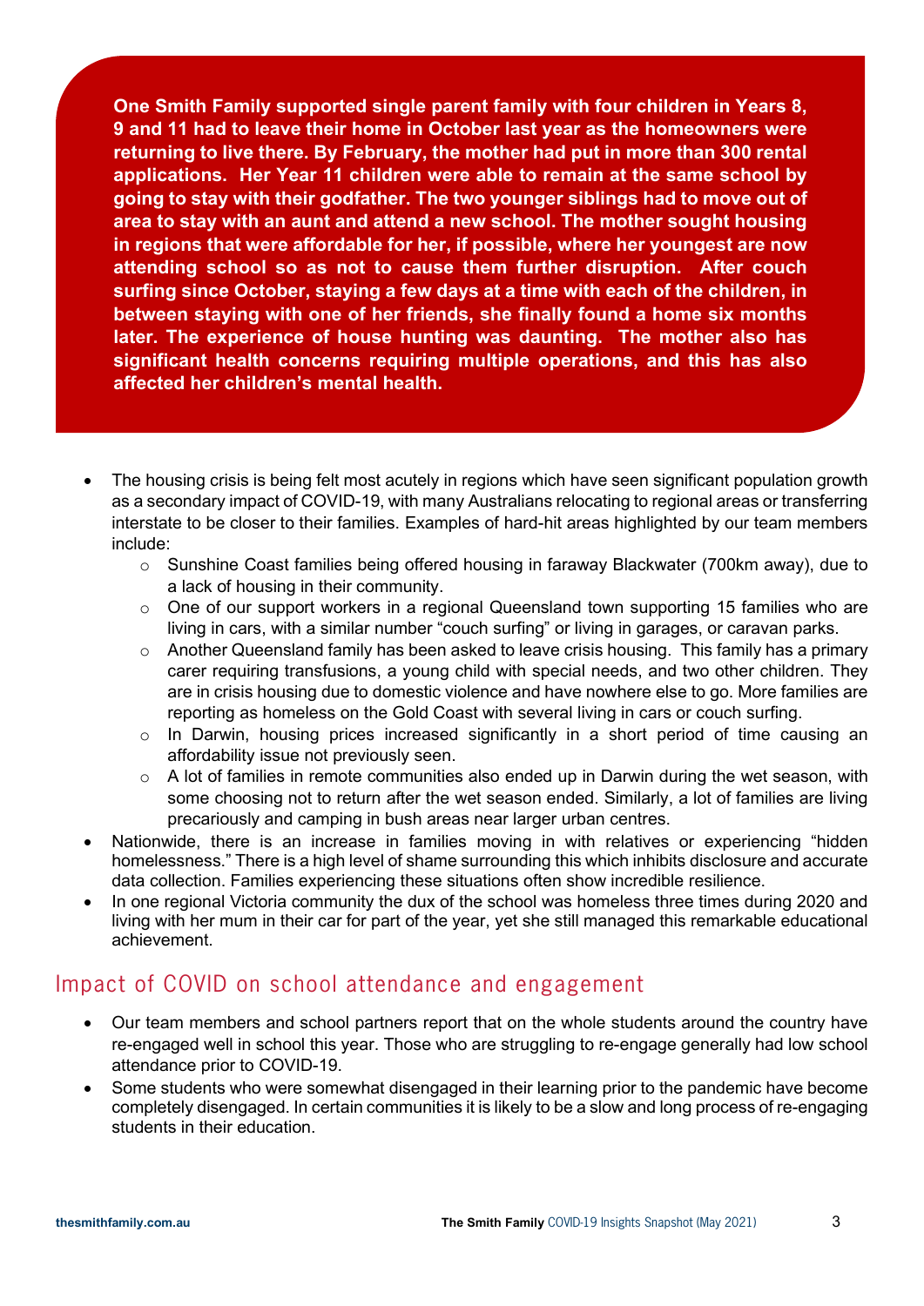**One Smith Family supported single parent family with four children in Years 8, 9 and 11 had to leave their home in October last year as the homeowners were returning to live there. By February, the mother had put in more than 300 rental applications. Her Year 11 children were able to remain at the same school by going to stay with their godfather. The two younger siblings had to move out of area to stay with an aunt and attend a new school. The mother sought housing in regions that were affordable for her, if possible, where her youngest are now attending school so as not to cause them further disruption. After couch surfing since October, staying a few days at a time with each of the children, in between staying with one of her friends, she finally found a home six months later. The experience of house hunting was daunting. The mother also has significant health concerns requiring multiple operations, and this has also affected her children's mental health.**

- The housing crisis is being felt most acutely in regions which have seen significant population growth as a secondary impact of COVID-19, with many Australians relocating to regional areas or transferring interstate to be closer to their families. Examples of hard-hit areas highlighted by our team members include:
  - Sunshine Coast families being offered housing in faraway Blackwater (700km away), due to a lack of housing in their community.
  - One of our support workers in a regional Queensland town supporting 15 families who are living in cars, with a similar number "couch surfing" or living in garages, or caravan parks.
  - Another Queensland family has been asked to leave crisis housing. This family has a primary carer requiring transfusions, a young child with special needs, and two other children. They are in crisis housing due to domestic violence and have nowhere else to go. More families are reporting as homeless on the Gold Coast with several living in cars or couch surfing.
  - In Darwin, housing prices increased significantly in a short period of time causing an affordability issue not previously seen.
  - A lot of families in remote communities also ended up in Darwin during the wet season, with some choosing not to return after the wet season ended. Similarly, a lot of families are living precariously and camping in bush areas near larger urban centres.
- Nationwide, there is an increase in families moving in with relatives or experiencing "hidden homelessness." There is a high level of shame surrounding this which inhibits disclosure and accurate data collection. Families experiencing these situations often show incredible resilience.
- In one regional Victoria community the dux of the school was homeless three times during 2020 and living with her mum in their car for part of the year, yet she still managed this remarkable educational achievement.

## Impact of COVID on school attendance and engagement

- Our team members and school partners report that on the whole students around the country have re-engaged well in school this year. Those who are struggling to re-engage generally had low school attendance prior to COVID-19.
- Some students who were somewhat disengaged in their learning prior to the pandemic have become completely disengaged. In certain communities it is likely to be a slow and long process of re-engaging students in their education.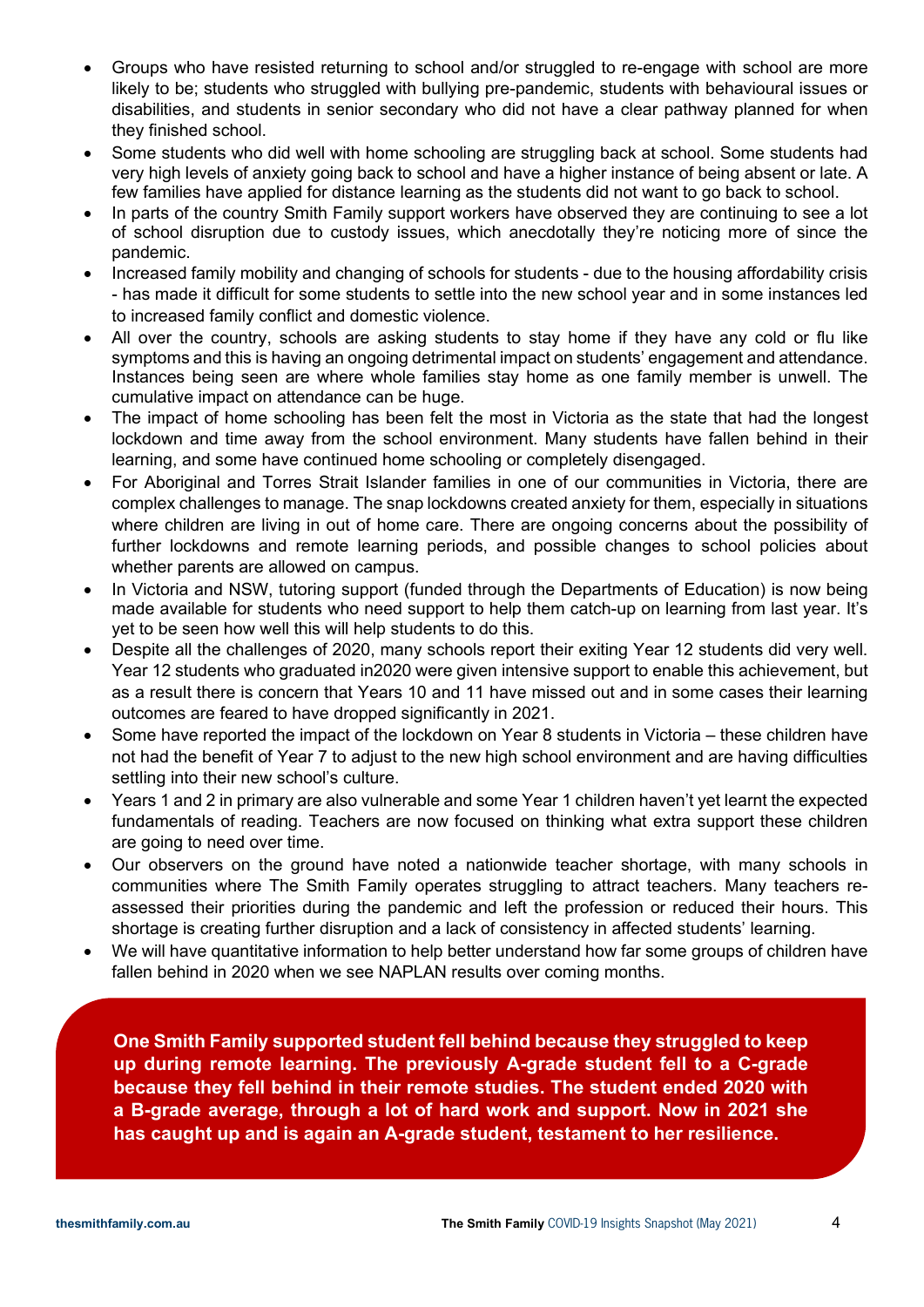- Groups who have resisted returning to school and/or struggled to re-engage with school are more likely to be; students who struggled with bullying pre-pandemic, students with behavioural issues or disabilities, and students in senior secondary who did not have a clear pathway planned for when they finished school.
- Some students who did well with home schooling are struggling back at school. Some students had very high levels of anxiety going back to school and have a higher instance of being absent or late. A few families have applied for distance learning as the students did not want to go back to school.
- In parts of the country Smith Family support workers have observed they are continuing to see a lot of school disruption due to custody issues, which anecdotally they're noticing more of since the pandemic.
- Increased family mobility and changing of schools for students - due to the housing affordability crisis - has made it difficult for some students to settle into the new school year and in some instances led to increased family conflict and domestic violence.
- All over the country, schools are asking students to stay home if they have any cold or flu like symptoms and this is having an ongoing detrimental impact on students' engagement and attendance. Instances being seen are where whole families stay home as one family member is unwell. The cumulative impact on attendance can be huge.
- The impact of home schooling has been felt the most in Victoria as the state that had the longest lockdown and time away from the school environment. Many students have fallen behind in their learning, and some have continued home schooling or completely disengaged.
- For Aboriginal and Torres Strait Islander families in one of our communities in Victoria, there are complex challenges to manage. The snap lockdowns created anxiety for them, especially in situations where children are living in out of home care. There are ongoing concerns about the possibility of further lockdowns and remote learning periods, and possible changes to school policies about whether parents are allowed on campus.
- In Victoria and NSW, tutoring support (funded through the Departments of Education) is now being made available for students who need support to help them catch-up on learning from last year. It's yet to be seen how well this will help students to do this.
- Despite all the challenges of 2020, many schools report their exiting Year 12 students did very well. Year 12 students who graduated in2020 were given intensive support to enable this achievement, but as a result there is concern that Years 10 and 11 have missed out and in some cases their learning outcomes are feared to have dropped significantly in 2021.
- Some have reported the impact of the lockdown on Year 8 students in Victoria – these children have not had the benefit of Year 7 to adjust to the new high school environment and are having difficulties settling into their new school's culture.
- Years 1 and 2 in primary are also vulnerable and some Year 1 children haven't yet learnt the expected fundamentals of reading. Teachers are now focused on thinking what extra support these children are going to need over time.
- Our observers on the ground have noted a nationwide teacher shortage, with many schools in communities where The Smith Family operates struggling to attract teachers. Many teachers re-assessed their priorities during the pandemic and left the profession or reduced their hours. This shortage is creating further disruption and a lack of consistency in affected students' learning.
- We will have quantitative information to help better understand how far some groups of children have fallen behind in 2020 when we see NAPLAN results over coming months.

**One Smith Family supported student fell behind because they struggled to keep up during remote learning. The previously A-grade student fell to a C-grade because they fell behind in their remote studies. The student ended 2020 with a B-grade average, through a lot of hard work and support. Now in 2021 she has caught up and is again an A-grade student, testament to her resilience.**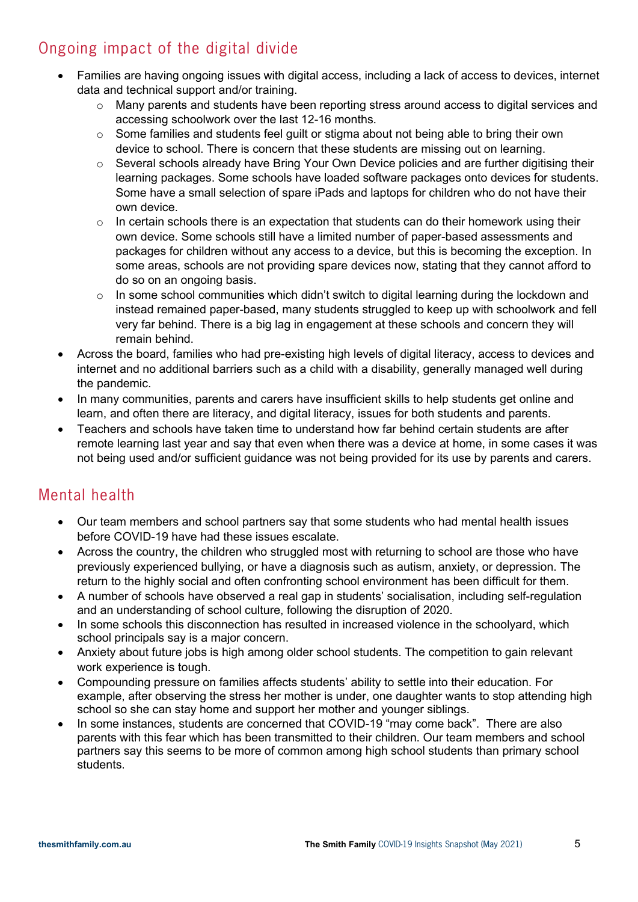## Ongoing impact of the digital divide

- Families are having ongoing issues with digital access, including a lack of access to devices, internet data and technical support and/or training.
  - Many parents and students have been reporting stress around access to digital services and accessing schoolwork over the last 12-16 months.
  - Some families and students feel guilt or stigma about not being able to bring their own device to school. There is concern that these students are missing out on learning.
  - Several schools already have Bring Your Own Device policies and are further digitising their learning packages. Some schools have loaded software packages onto devices for students. Some have a small selection of spare iPads and laptops for children who do not have their own device.
  - In certain schools there is an expectation that students can do their homework using their own device. Some schools still have a limited number of paper-based assessments and packages for children without any access to a device, but this is becoming the exception. In some areas, schools are not providing spare devices now, stating that they cannot afford to do so on an ongoing basis.
  - In some school communities which didn't switch to digital learning during the lockdown and instead remained paper-based, many students struggled to keep up with schoolwork and fell very far behind. There is a big lag in engagement at these schools and concern they will remain behind.
- Across the board, families who had pre-existing high levels of digital literacy, access to devices and internet and no additional barriers such as a child with a disability, generally managed well during the pandemic.
- In many communities, parents and carers have insufficient skills to help students get online and learn, and often there are literacy, and digital literacy, issues for both students and parents.
- Teachers and schools have taken time to understand how far behind certain students are after remote learning last year and say that even when there was a device at home, in some cases it was not being used and/or sufficient guidance was not being provided for its use by parents and carers.

## Mental health

- Our team members and school partners say that some students who had mental health issues before COVID-19 have had these issues escalate.
- Across the country, the children who struggled most with returning to school are those who have previously experienced bullying, or have a diagnosis such as autism, anxiety, or depression. The return to the highly social and often confronting school environment has been difficult for them.
- A number of schools have observed a real gap in students' socialisation, including self-regulation and an understanding of school culture, following the disruption of 2020.
- In some schools this disconnection has resulted in increased violence in the schoolyard, which school principals say is a major concern.
- Anxiety about future jobs is high among older school students. The competition to gain relevant work experience is tough.
- Compounding pressure on families affects students' ability to settle into their education. For example, after observing the stress her mother is under, one daughter wants to stop attending high school so she can stay home and support her mother and younger siblings.
- In some instances, students are concerned that COVID-19 "may come back". There are also parents with this fear which has been transmitted to their children. Our team members and school partners say this seems to be more of common among high school students than primary school students.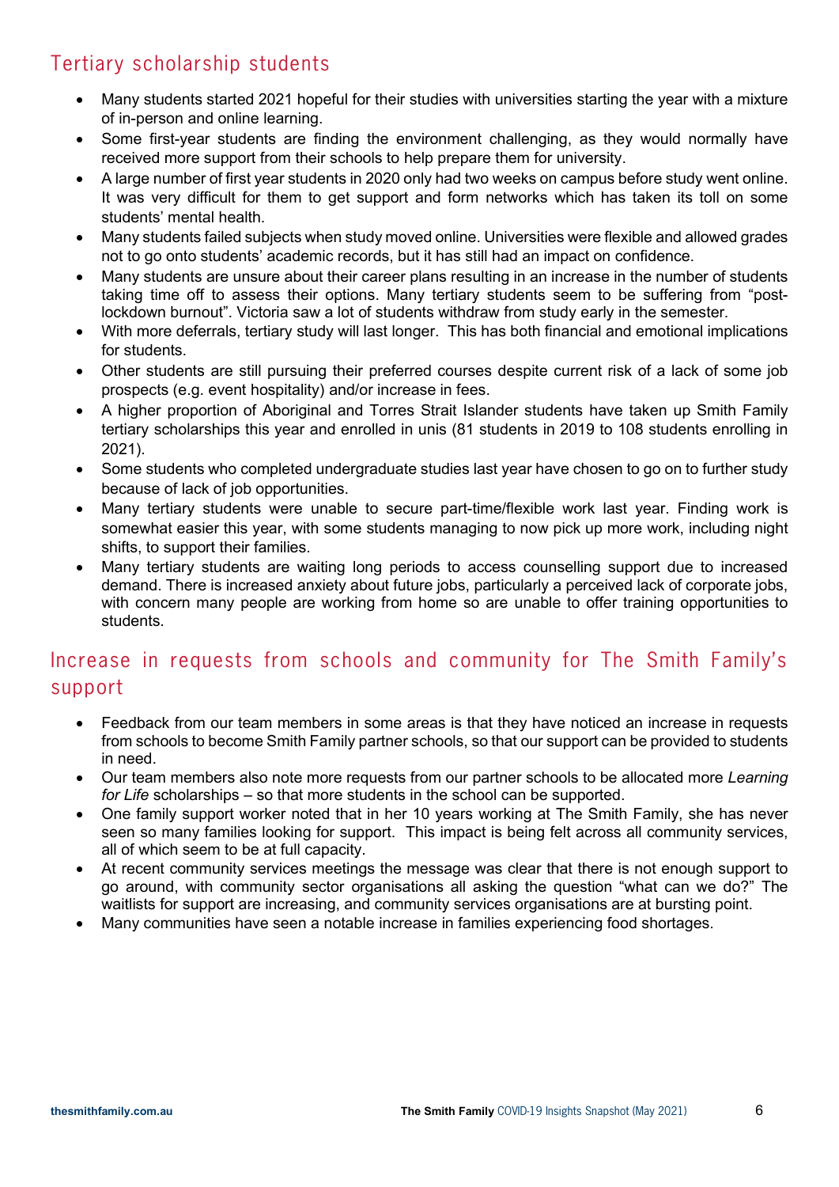## Tertiary scholarship students

- Many students started 2021 hopeful for their studies with universities starting the year with a mixture of in-person and online learning.
- Some first-year students are finding the environment challenging, as they would normally have received more support from their schools to help prepare them for university.
- A large number of first year students in 2020 only had two weeks on campus before study went online. It was very difficult for them to get support and form networks which has taken its toll on some students' mental health.
- Many students failed subjects when study moved online. Universities were flexible and allowed grades not to go onto students' academic records, but it has still had an impact on confidence.
- Many students are unsure about their career plans resulting in an increase in the number of students taking time off to assess their options. Many tertiary students seem to be suffering from "post-lockdown burnout". Victoria saw a lot of students withdraw from study early in the semester.
- With more deferrals, tertiary study will last longer. This has both financial and emotional implications for students.
- Other students are still pursuing their preferred courses despite current risk of a lack of some job prospects (e.g. event hospitality) and/or increase in fees.
- A higher proportion of Aboriginal and Torres Strait Islander students have taken up Smith Family tertiary scholarships this year and enrolled in unis (81 students in 2019 to 108 students enrolling in 2021).
- Some students who completed undergraduate studies last year have chosen to go on to further study because of lack of job opportunities.
- Many tertiary students were unable to secure part-time/flexible work last year. Finding work is somewhat easier this year, with some students managing to now pick up more work, including night shifts, to support their families.
- Many tertiary students are waiting long periods to access counselling support due to increased demand. There is increased anxiety about future jobs, particularly a perceived lack of corporate jobs, with concern many people are working from home so are unable to offer training opportunities to students.

## Increase in requests from schools and community for The Smith Family's support

- Feedback from our team members in some areas is that they have noticed an increase in requests from schools to become Smith Family partner schools, so that our support can be provided to students in need.
- Our team members also note more requests from our partner schools to be allocated more *Learning for Life* scholarships – so that more students in the school can be supported.
- One family support worker noted that in her 10 years working at The Smith Family, she has never seen so many families looking for support. This impact is being felt across all community services, all of which seem to be at full capacity.
- At recent community services meetings the message was clear that there is not enough support to go around, with community sector organisations all asking the question "what can we do?" The waitlists for support are increasing, and community services organisations are at bursting point.
- Many communities have seen a notable increase in families experiencing food shortages.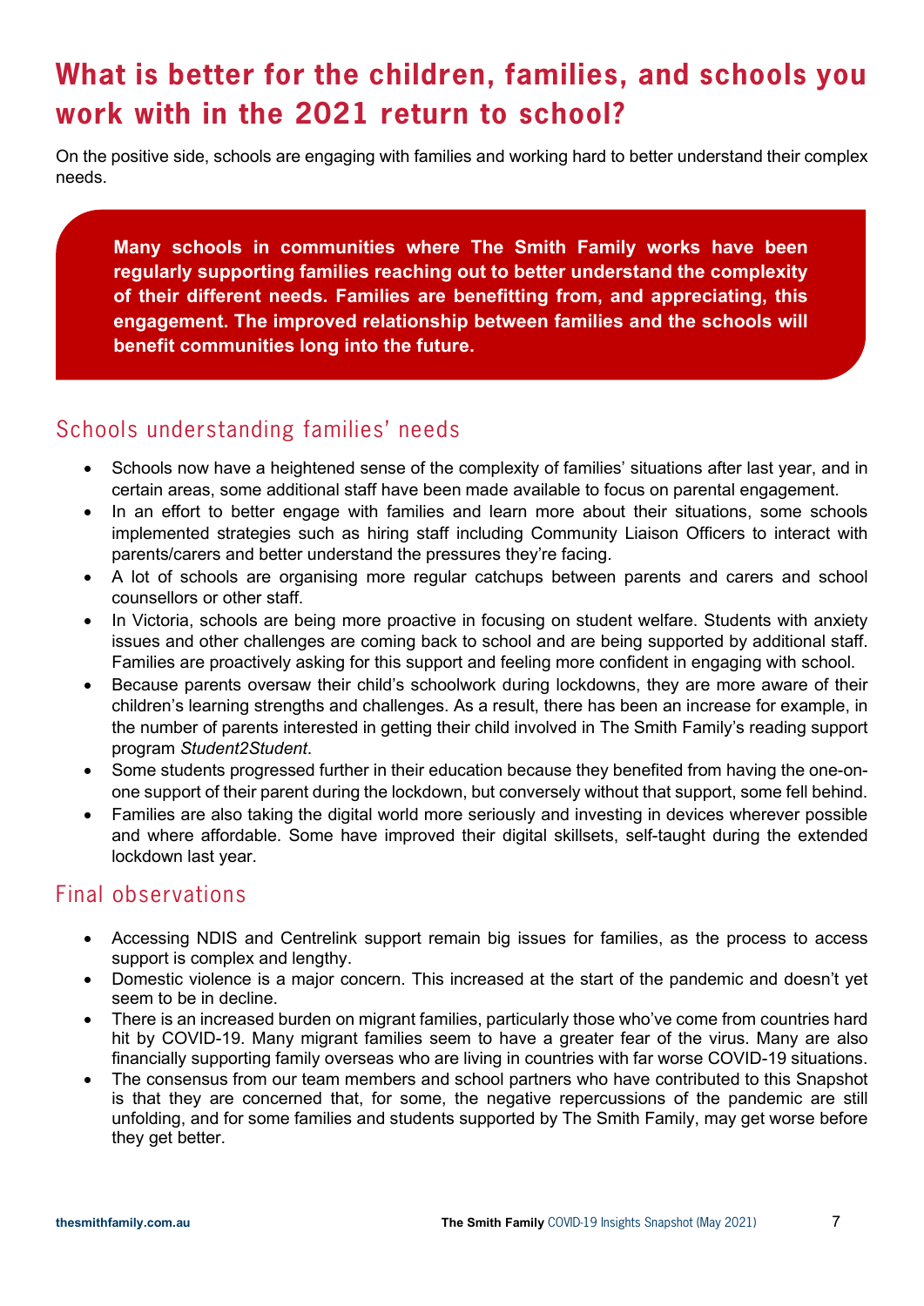# What is better for the children, families, and schools you work with in the 2021 return to school?

On the positive side, schools are engaging with families and working hard to better understand their complex needs.

**Many schools in communities where The Smith Family works have been regularly supporting families reaching out to better understand the complexity of their different needs. Families are benefitting from, and appreciating, this engagement. The improved relationship between families and the schools will benefit communities long into the future.**

## Schools understanding families' needs

- Schools now have a heightened sense of the complexity of families' situations after last year, and in certain areas, some additional staff have been made available to focus on parental engagement.
- In an effort to better engage with families and learn more about their situations, some schools implemented strategies such as hiring staff including Community Liaison Officers to interact with parents/carers and better understand the pressures they're facing.
- A lot of schools are organising more regular catchups between parents and carers and school counsellors or other staff.
- In Victoria, schools are being more proactive in focusing on student welfare. Students with anxiety issues and other challenges are coming back to school and are being supported by additional staff. Families are proactively asking for this support and feeling more confident in engaging with school.
- Because parents oversaw their child's schoolwork during lockdowns, they are more aware of their children's learning strengths and challenges. As a result, there has been an increase for example, in the number of parents interested in getting their child involved in The Smith Family's reading support program *Student2Student*.
- Some students progressed further in their education because they benefited from having the one-on-one support of their parent during the lockdown, but conversely without that support, some fell behind.
- Families are also taking the digital world more seriously and investing in devices wherever possible and where affordable. Some have improved their digital skillsets, self-taught during the extended lockdown last year.

## Final observations

- Accessing NDIS and Centrelink support remain big issues for families, as the process to access support is complex and lengthy.
- Domestic violence is a major concern. This increased at the start of the pandemic and doesn't yet seem to be in decline.
- There is an increased burden on migrant families, particularly those who've come from countries hard hit by COVID-19. Many migrant families seem to have a greater fear of the virus. Many are also financially supporting family overseas who are living in countries with far worse COVID-19 situations.
- The consensus from our team members and school partners who have contributed to this Snapshot is that they are concerned that, for some, the negative repercussions of the pandemic are still unfolding, and for some families and students supported by The Smith Family, may get worse before they get better.